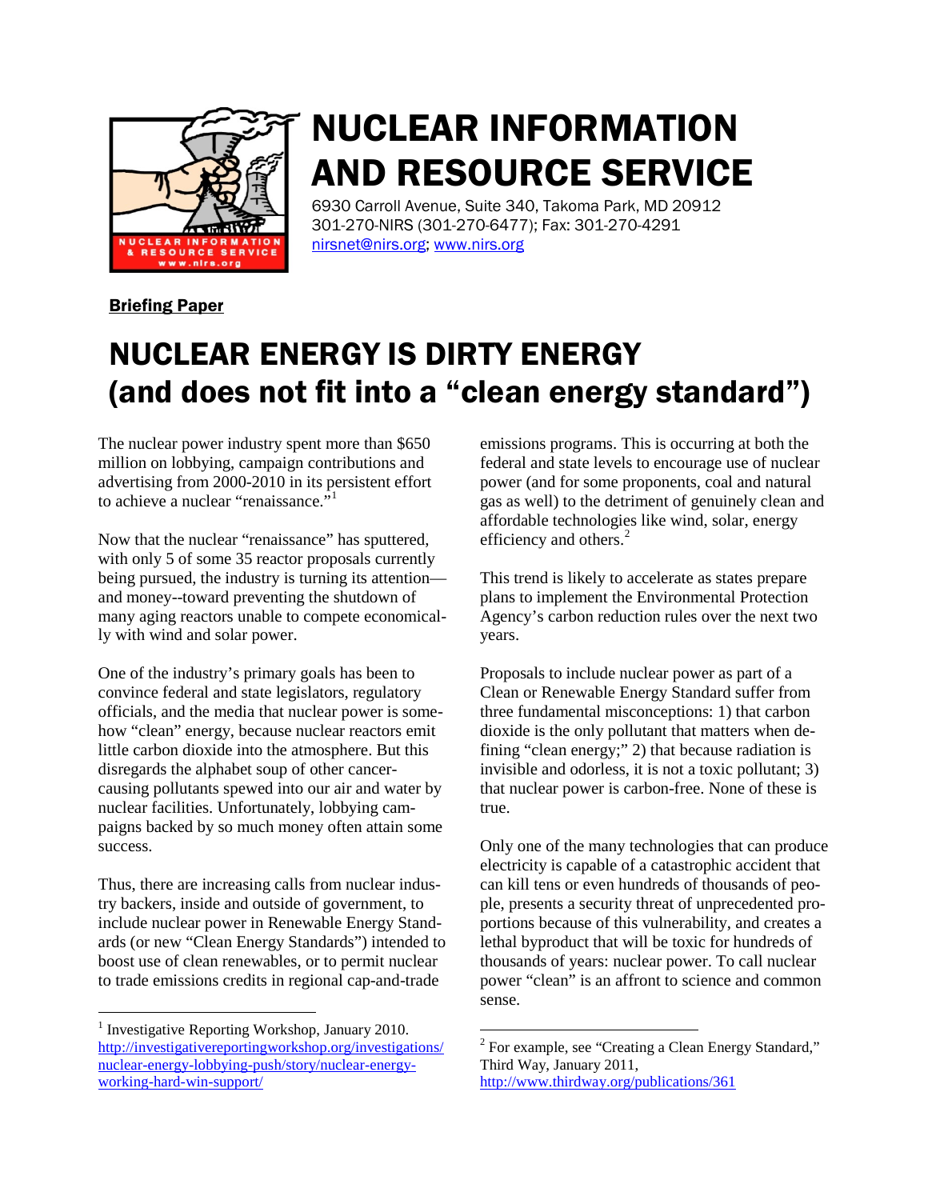# NUCLEAR INFORMATION AND RESOURCE SERVICE

6930 Carroll Avenue, Suite 340, Takoma Park, MD 20912
301-270-NIRS (301-270-6477); Fax: 301-270-4291
nirsnet@nirs.org; www.nirs.org

**Briefing Paper**

# NUCLEAR ENERGY IS DIRTY ENERGY (and does not fit into a "clean energy standard")

The nuclear power industry spent more than $650 million on lobbying, campaign contributions and advertising from 2000-2010 in its persistent effort to achieve a nuclear "renaissance."[1]

Now that the nuclear "renaissance" has sputtered, with only 5 of some 35 reactor proposals currently being pursued, the industry is turning its attention—and money--toward preventing the shutdown of many aging reactors unable to compete economically with wind and solar power.

One of the industry's primary goals has been to convince federal and state legislators, regulatory officials, and the media that nuclear power is somehow "clean" energy, because nuclear reactors emit little carbon dioxide into the atmosphere. But this disregards the alphabet soup of other cancer-causing pollutants spewed into our air and water by nuclear facilities. Unfortunately, lobbying campaigns backed by so much money often attain some success.

Thus, there are increasing calls from nuclear industry backers, inside and outside of government, to include nuclear power in Renewable Energy Standards (or new "Clean Energy Standards") intended to boost use of clean renewables, or to permit nuclear to trade emissions credits in regional cap-and-trade emissions programs. This is occurring at both the federal and state levels to encourage use of nuclear power (and for some proponents, coal and natural gas as well) to the detriment of genuinely clean and affordable technologies like wind, solar, energy efficiency and others.[2]

This trend is likely to accelerate as states prepare plans to implement the Environmental Protection Agency's carbon reduction rules over the next two years.

Proposals to include nuclear power as part of a Clean or Renewable Energy Standard suffer from three fundamental misconceptions: 1) that carbon dioxide is the only pollutant that matters when defining "clean energy;" 2) that because radiation is invisible and odorless, it is not a toxic pollutant; 3) that nuclear power is carbon-free. None of these is true.

Only one of the many technologies that can produce electricity is capable of a catastrophic accident that can kill tens or even hundreds of thousands of people, presents a security threat of unprecedented proportions because of this vulnerability, and creates a lethal byproduct that will be toxic for hundreds of thousands of years: nuclear power. To call nuclear power "clean" is an affront to science and common sense.

---

[1] Investigative Reporting Workshop, January 2010. http://investigativereportingworkshop.org/investigations/nuclear-energy-lobbying-push/story/nuclear-energy-working-hard-win-support/

[2] For example, see "Creating a Clean Energy Standard," Third Way, January 2011, http://www.thirdway.org/publications/361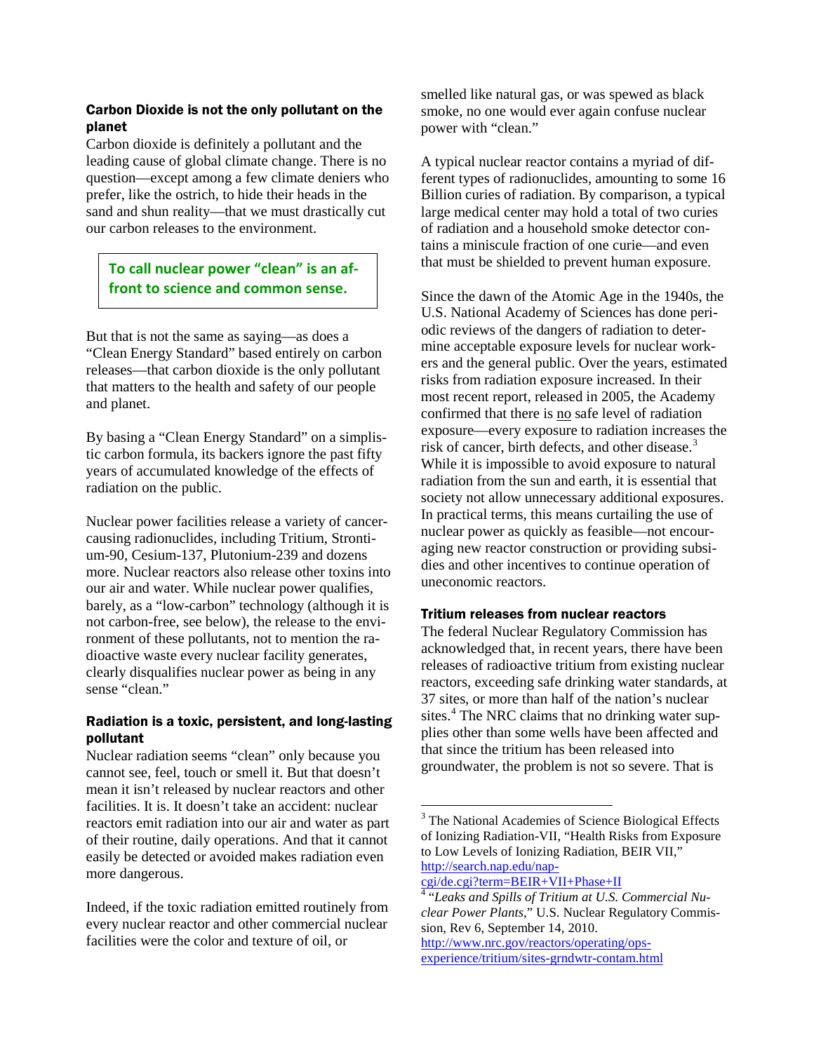### Carbon Dioxide is not the only pollutant on the planet

Carbon dioxide is definitely a pollutant and the leading cause of global climate change. There is no question—except among a few climate deniers who prefer, like the ostrich, to hide their heads in the sand and shun reality—that we must drastically cut our carbon releases to the environment.

> **To call nuclear power "clean" is an affront to science and common sense.**

But that is not the same as saying—as does a "Clean Energy Standard" based entirely on carbon releases—that carbon dioxide is the only pollutant that matters to the health and safety of our people and planet.

By basing a "Clean Energy Standard" on a simplistic carbon formula, its backers ignore the past fifty years of accumulated knowledge of the effects of radiation on the public.

Nuclear power facilities release a variety of cancer-causing radionuclides, including Tritium, Strontium-90, Cesium-137, Plutonium-239 and dozens more. Nuclear reactors also release other toxins into our air and water. While nuclear power qualifies, barely, as a "low-carbon" technology (although it is not carbon-free, see below), the release to the environment of these pollutants, not to mention the radioactive waste every nuclear facility generates, clearly disqualifies nuclear power as being in any sense "clean."

### Radiation is a toxic, persistent, and long-lasting pollutant

Nuclear radiation seems "clean" only because you cannot see, feel, touch or smell it. But that doesn't mean it isn't released by nuclear reactors and other facilities. It is. It doesn't take an accident: nuclear reactors emit radiation into our air and water as part of their routine, daily operations. And that it cannot easily be detected or avoided makes radiation even more dangerous.

Indeed, if the toxic radiation emitted routinely from every nuclear reactor and other commercial nuclear facilities were the color and texture of oil, or smelled like natural gas, or was spewed as black smoke, no one would ever again confuse nuclear power with "clean."

A typical nuclear reactor contains a myriad of different types of radionuclides, amounting to some 16 Billion curies of radiation. By comparison, a typical large medical center may hold a total of two curies of radiation and a household smoke detector contains a miniscule fraction of one curie—and even that must be shielded to prevent human exposure.

Since the dawn of the Atomic Age in the 1940s, the U.S. National Academy of Sciences has done periodic reviews of the dangers of radiation to determine acceptable exposure levels for nuclear workers and the general public. Over the years, estimated risks from radiation exposure increased. In their most recent report, released in 2005, the Academy confirmed that there is no safe level of radiation exposure—every exposure to radiation increases the risk of cancer, birth defects, and other disease.[3] While it is impossible to avoid exposure to natural radiation from the sun and earth, it is essential that society not allow unnecessary additional exposures. In practical terms, this means curtailing the use of nuclear power as quickly as feasible—not encouraging new reactor construction or providing subsidies and other incentives to continue operation of uneconomic reactors.

### Tritium releases from nuclear reactors

The federal Nuclear Regulatory Commission has acknowledged that, in recent years, there have been releases of radioactive tritium from existing nuclear reactors, exceeding safe drinking water standards, at 37 sites, or more than half of the nation's nuclear sites.[4] The NRC claims that no drinking water supplies other than some wells have been affected and that since the tritium has been released into groundwater, the problem is not so severe. That is

---

[3] The National Academies of Science Biological Effects of Ionizing Radiation-VII, "Health Risks from Exposure to Low Levels of Ionizing Radiation, BEIR VII," http://search.nap.edu/nap-cgi/de.cgi?term=BEIR+VII+Phase+II

[4] "*Leaks and Spills of Tritium at U.S. Commercial Nuclear Power Plants*," U.S. Nuclear Regulatory Commission, Rev 6, September 14, 2010. http://www.nrc.gov/reactors/operating/ops-experience/tritium/sites-grndwtr-contam.html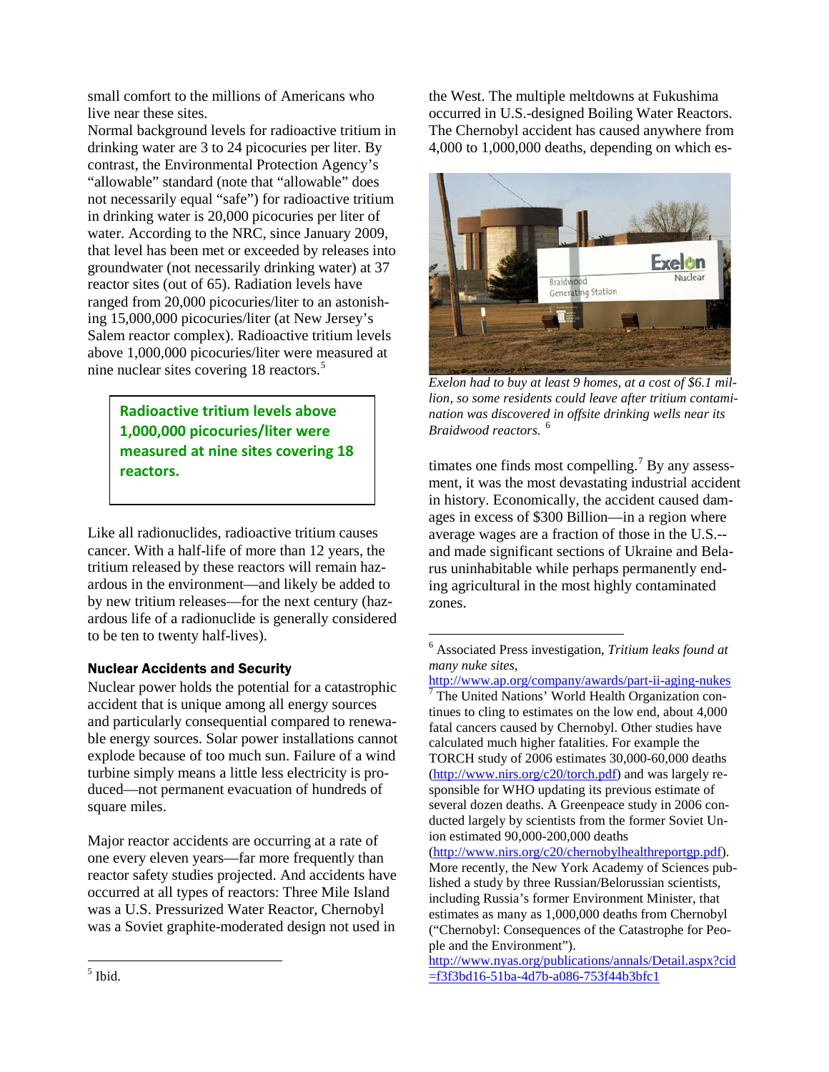small comfort to the millions of Americans who live near these sites.

Normal background levels for radioactive tritium in drinking water are 3 to 24 picocuries per liter. By contrast, the Environmental Protection Agency's "allowable" standard (note that "allowable" does not necessarily equal "safe") for radioactive tritium in drinking water is 20,000 picocuries per liter of water. According to the NRC, since January 2009, that level has been met or exceeded by releases into groundwater (not necessarily drinking water) at 37 reactor sites (out of 65). Radiation levels have ranged from 20,000 picocuries/liter to an astonishing 15,000,000 picocuries/liter (at New Jersey's Salem reactor complex). Radioactive tritium levels above 1,000,000 picocuries/liter were measured at nine nuclear sites covering 18 reactors.[5]

> **Radioactive tritium levels above 1,000,000 picocuries/liter were measured at nine sites covering 18 reactors.**

Like all radionuclides, radioactive tritium causes cancer. With a half-life of more than 12 years, the tritium released by these reactors will remain hazardous in the environment—and likely be added to by new tritium releases—for the next century (hazardous life of a radionuclide is generally considered to be ten to twenty half-lives).

### Nuclear Accidents and Security

Nuclear power holds the potential for a catastrophic accident that is unique among all energy sources and particularly consequential compared to renewable energy sources. Solar power installations cannot explode because of too much sun. Failure of a wind turbine simply means a little less electricity is produced—not permanent evacuation of hundreds of square miles.

Major reactor accidents are occurring at a rate of one every eleven years—far more frequently than reactor safety studies projected. And accidents have occurred at all types of reactors: Three Mile Island was a U.S. Pressurized Water Reactor, Chernobyl was a Soviet graphite-moderated design not used in the West. The multiple meltdowns at Fukushima occurred in U.S.-designed Boiling Water Reactors. The Chernobyl accident has caused anywhere from 4,000 to 1,000,000 deaths, depending on which estimates one finds most compelling.[7] By any assessment, it was the most devastating industrial accident in history. Economically, the accident caused damages in excess of $300 Billion—in a region where average wages are a fraction of those in the U.S.--and made significant sections of Ukraine and Belarus uninhabitable while perhaps permanently ending agricultural in the most highly contaminated zones.

*Exelon had to buy at least 9 homes, at a cost of $6.1 million, so some residents could leave after tritium contamination was discovered in offsite drinking wells near its Braidwood reactors.* [6]

---

[5] Ibid.

[6] Associated Press investigation, *Tritium leaks found at many nuke sites*, http://www.ap.org/company/awards/part-ii-aging-nukes

[7] The United Nations' World Health Organization continues to cling to estimates on the low end, about 4,000 fatal cancers caused by Chernobyl. Other studies have calculated much higher fatalities. For example the TORCH study of 2006 estimates 30,000-60,000 deaths (http://www.nirs.org/c20/torch.pdf) and was largely responsible for WHO updating its previous estimate of several dozen deaths. A Greenpeace study in 2006 conducted largely by scientists from the former Soviet Union estimated 90,000-200,000 deaths (http://www.nirs.org/c20/chernobylhealthreportgp.pdf). More recently, the New York Academy of Sciences published a study by three Russian/Belorussian scientists, including Russia's former Environment Minister, that estimates as many as 1,000,000 deaths from Chernobyl ("Chernobyl: Consequences of the Catastrophe for People and the Environment"). http://www.nyas.org/publications/annals/Detail.aspx?cid=f3f3bd16-51ba-4d7b-a086-753f44b3bfc1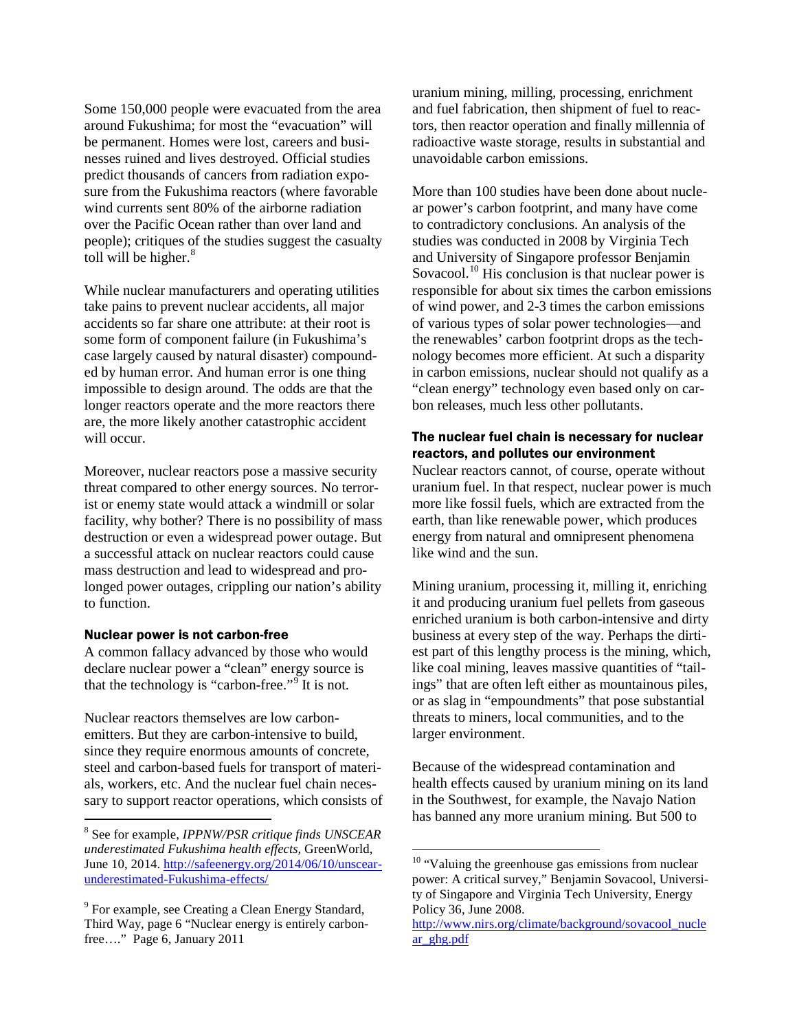Some 150,000 people were evacuated from the area around Fukushima; for most the "evacuation" will be permanent. Homes were lost, careers and businesses ruined and lives destroyed. Official studies predict thousands of cancers from radiation exposure from the Fukushima reactors (where favorable wind currents sent 80% of the airborne radiation over the Pacific Ocean rather than over land and people); critiques of the studies suggest the casualty toll will be higher.[8]

While nuclear manufacturers and operating utilities take pains to prevent nuclear accidents, all major accidents so far share one attribute: at their root is some form of component failure (in Fukushima's case largely caused by natural disaster) compounded by human error. And human error is one thing impossible to design around. The odds are that the longer reactors operate and the more reactors there are, the more likely another catastrophic accident will occur.

Moreover, nuclear reactors pose a massive security threat compared to other energy sources. No terrorist or enemy state would attack a windmill or solar facility, why bother? There is no possibility of mass destruction or even a widespread power outage. But a successful attack on nuclear reactors could cause mass destruction and lead to widespread and prolonged power outages, crippling our nation's ability to function.

### Nuclear power is not carbon-free

A common fallacy advanced by those who would declare nuclear power a "clean" energy source is that the technology is "carbon-free."[9] It is not.

Nuclear reactors themselves are low carbon-emitters. But they are carbon-intensive to build, since they require enormous amounts of concrete, steel and carbon-based fuels for transport of materials, workers, etc. And the nuclear fuel chain necessary to support reactor operations, which consists of uranium mining, milling, processing, enrichment and fuel fabrication, then shipment of fuel to reactors, then reactor operation and finally millennia of radioactive waste storage, results in substantial and unavoidable carbon emissions.

More than 100 studies have been done about nuclear power's carbon footprint, and many have come to contradictory conclusions. An analysis of the studies was conducted in 2008 by Virginia Tech and University of Singapore professor Benjamin Sovacool.[10] His conclusion is that nuclear power is responsible for about six times the carbon emissions of wind power, and 2-3 times the carbon emissions of various types of solar power technologies—and the renewables' carbon footprint drops as the technology becomes more efficient. At such a disparity in carbon emissions, nuclear should not qualify as a "clean energy" technology even based only on carbon releases, much less other pollutants.

### The nuclear fuel chain is necessary for nuclear reactors, and pollutes our environment

Nuclear reactors cannot, of course, operate without uranium fuel. In that respect, nuclear power is much more like fossil fuels, which are extracted from the earth, than like renewable power, which produces energy from natural and omnipresent phenomena like wind and the sun.

Mining uranium, processing it, milling it, enriching it and producing uranium fuel pellets from gaseous enriched uranium is both carbon-intensive and dirty business at every step of the way. Perhaps the dirtiest part of this lengthy process is the mining, which, like coal mining, leaves massive quantities of "tailings" that are often left either as mountainous piles, or as slag in "empoundments" that pose substantial threats to miners, local communities, and to the larger environment.

Because of the widespread contamination and health effects caused by uranium mining on its land in the Southwest, for example, the Navajo Nation has banned any more uranium mining. But 500 to

---

[8] See for example, *IPPNW/PSR critique finds UNSCEAR underestimated Fukushima health effects,* GreenWorld, June 10, 2014. http://safeenergy.org/2014/06/10/unscear-underestimated-Fukushima-effects/

[9] For example, see Creating a Clean Energy Standard, Third Way, page 6 "Nuclear energy is entirely carbon-free…." Page 6, January 2011

[10] "Valuing the greenhouse gas emissions from nuclear power: A critical survey," Benjamin Sovacool, University of Singapore and Virginia Tech University, Energy Policy 36, June 2008. http://www.nirs.org/climate/background/sovacool_nuclear_ghg.pdf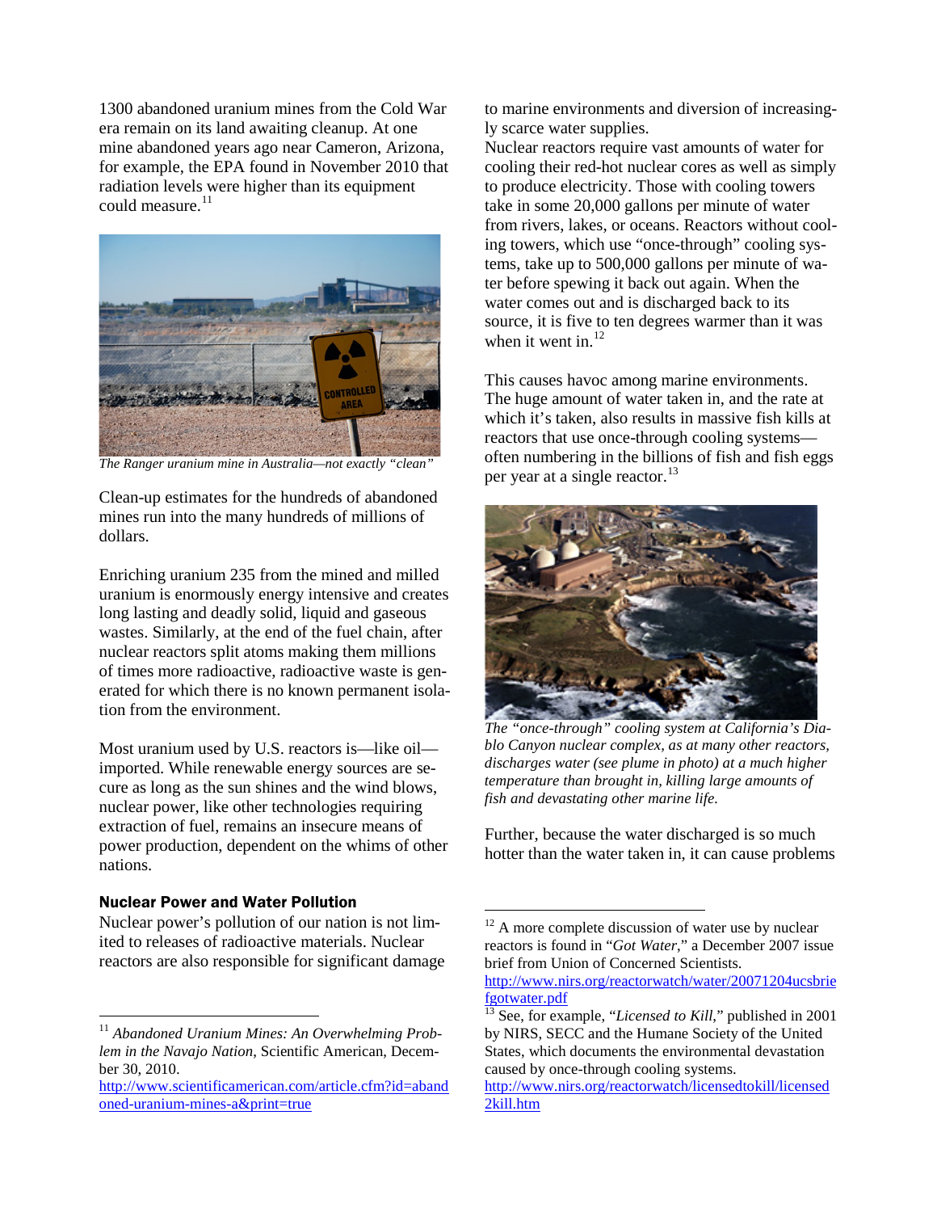1300 abandoned uranium mines from the Cold War era remain on its land awaiting cleanup. At one mine abandoned years ago near Cameron, Arizona, for example, the EPA found in November 2010 that radiation levels were higher than its equipment could measure.[11]

*The Ranger uranium mine in Australia—not exactly "clean"*

Clean-up estimates for the hundreds of abandoned mines run into the many hundreds of millions of dollars.

Enriching uranium 235 from the mined and milled uranium is enormously energy intensive and creates long lasting and deadly solid, liquid and gaseous wastes. Similarly, at the end of the fuel chain, after nuclear reactors split atoms making them millions of times more radioactive, radioactive waste is generated for which there is no known permanent isolation from the environment.

Most uranium used by U.S. reactors is—like oil—imported. While renewable energy sources are secure as long as the sun shines and the wind blows, nuclear power, like other technologies requiring extraction of fuel, remains an insecure means of power production, dependent on the whims of other nations.

### Nuclear Power and Water Pollution

Nuclear power's pollution of our nation is not limited to releases of radioactive materials. Nuclear reactors are also responsible for significant damage to marine environments and diversion of increasingly scarce water supplies.

Nuclear reactors require vast amounts of water for cooling their red-hot nuclear cores as well as simply to produce electricity. Those with cooling towers take in some 20,000 gallons per minute of water from rivers, lakes, or oceans. Reactors without cooling towers, which use "once-through" cooling systems, take up to 500,000 gallons per minute of water before spewing it back out again. When the water comes out and is discharged back to its source, it is five to ten degrees warmer than it was when it went in.[12]

This causes havoc among marine environments. The huge amount of water taken in, and the rate at which it's taken, also results in massive fish kills at reactors that use once-through cooling systems—often numbering in the billions of fish and fish eggs per year at a single reactor.[13]

*The "once-through" cooling system at California's Diablo Canyon nuclear complex, as at many other reactors, discharges water (see plume in photo) at a much higher temperature than brought in, killing large amounts of fish and devastating other marine life.*

Further, because the water discharged is so much hotter than the water taken in, it can cause problems

---

[11] *Abandoned Uranium Mines: An Overwhelming Problem in the Navajo Nation*, Scientific American, December 30, 2010. http://www.scientificamerican.com/article.cfm?id=abandoned-uranium-mines-a&print=true

[12] A more complete discussion of water use by nuclear reactors is found in "*Got Water*," a December 2007 issue brief from Union of Concerned Scientists. http://www.nirs.org/reactorwatch/water/20071204ucsbriefgotwater.pdf

[13] See, for example, "*Licensed to Kill*," published in 2001 by NIRS, SECC and the Humane Society of the United States, which documents the environmental devastation caused by once-through cooling systems. http://www.nirs.org/reactorwatch/licensedtokill/licensed2kill.htm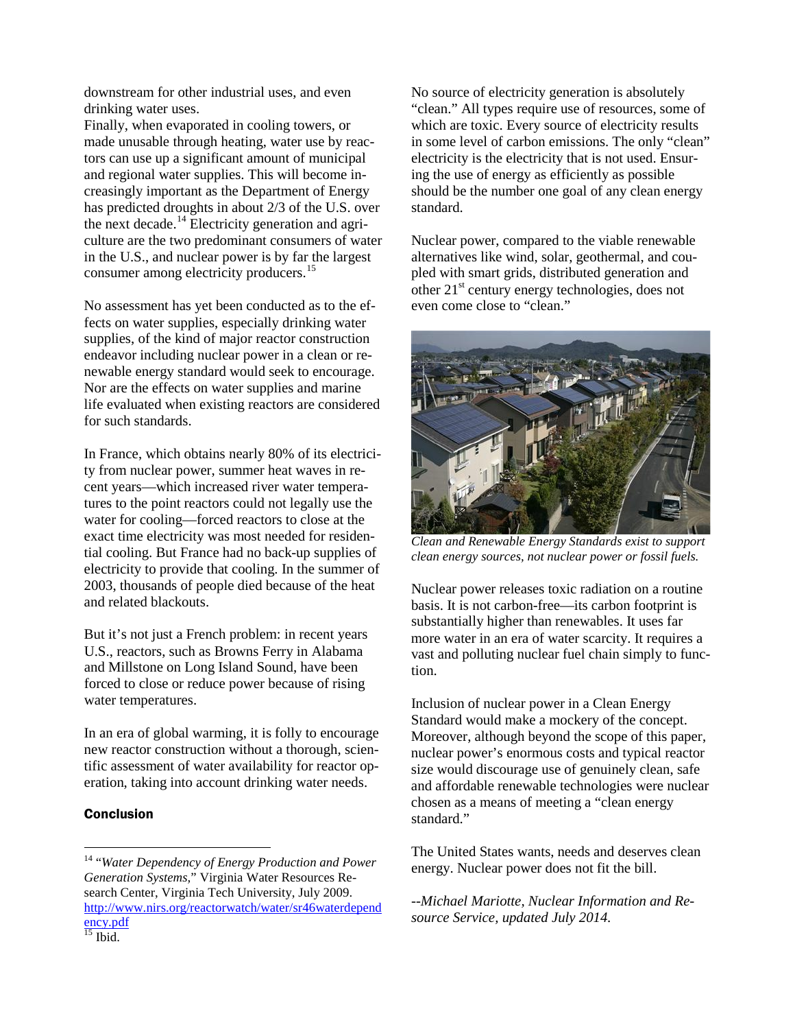downstream for other industrial uses, and even drinking water uses.

Finally, when evaporated in cooling towers, or made unusable through heating, water use by reactors can use up a significant amount of municipal and regional water supplies. This will become increasingly important as the Department of Energy has predicted droughts in about 2/3 of the U.S. over the next decade.[14] Electricity generation and agriculture are the two predominant consumers of water in the U.S., and nuclear power is by far the largest consumer among electricity producers.[15]

No assessment has yet been conducted as to the effects on water supplies, especially drinking water supplies, of the kind of major reactor construction endeavor including nuclear power in a clean or renewable energy standard would seek to encourage. Nor are the effects on water supplies and marine life evaluated when existing reactors are considered for such standards.

In France, which obtains nearly 80% of its electricity from nuclear power, summer heat waves in recent years—which increased river water temperatures to the point reactors could not legally use the water for cooling—forced reactors to close at the exact time electricity was most needed for residential cooling. But France had no back-up supplies of electricity to provide that cooling. In the summer of 2003, thousands of people died because of the heat and related blackouts.

But it's not just a French problem: in recent years U.S., reactors, such as Browns Ferry in Alabama and Millstone on Long Island Sound, have been forced to close or reduce power because of rising water temperatures.

In an era of global warming, it is folly to encourage new reactor construction without a thorough, scientific assessment of water availability for reactor operation, taking into account drinking water needs.

## Conclusion

No source of electricity generation is absolutely "clean." All types require use of resources, some of which are toxic. Every source of electricity results in some level of carbon emissions. The only "clean" electricity is the electricity that is not used. Ensuring the use of energy as efficiently as possible should be the number one goal of any clean energy standard.

Nuclear power, compared to the viable renewable alternatives like wind, solar, geothermal, and coupled with smart grids, distributed generation and other 21st century energy technologies, does not even come close to "clean."

*Clean and Renewable Energy Standards exist to support clean energy sources, not nuclear power or fossil fuels.*

Nuclear power releases toxic radiation on a routine basis. It is not carbon-free—its carbon footprint is substantially higher than renewables. It uses far more water in an era of water scarcity. It requires a vast and polluting nuclear fuel chain simply to function.

Inclusion of nuclear power in a Clean Energy Standard would make a mockery of the concept. Moreover, although beyond the scope of this paper, nuclear power's enormous costs and typical reactor size would discourage use of genuinely clean, safe and affordable renewable technologies were nuclear chosen as a means of meeting a "clean energy standard."

The United States wants, needs and deserves clean energy. Nuclear power does not fit the bill.

*--Michael Mariotte, Nuclear Information and Resource Service, updated July 2014.*

---

[14] "*Water Dependency of Energy Production and Power Generation Systems*," Virginia Water Resources Research Center, Virginia Tech University, July 2009. http://www.nirs.org/reactorwatch/water/sr46waterdependency.pdf

[15] Ibid.